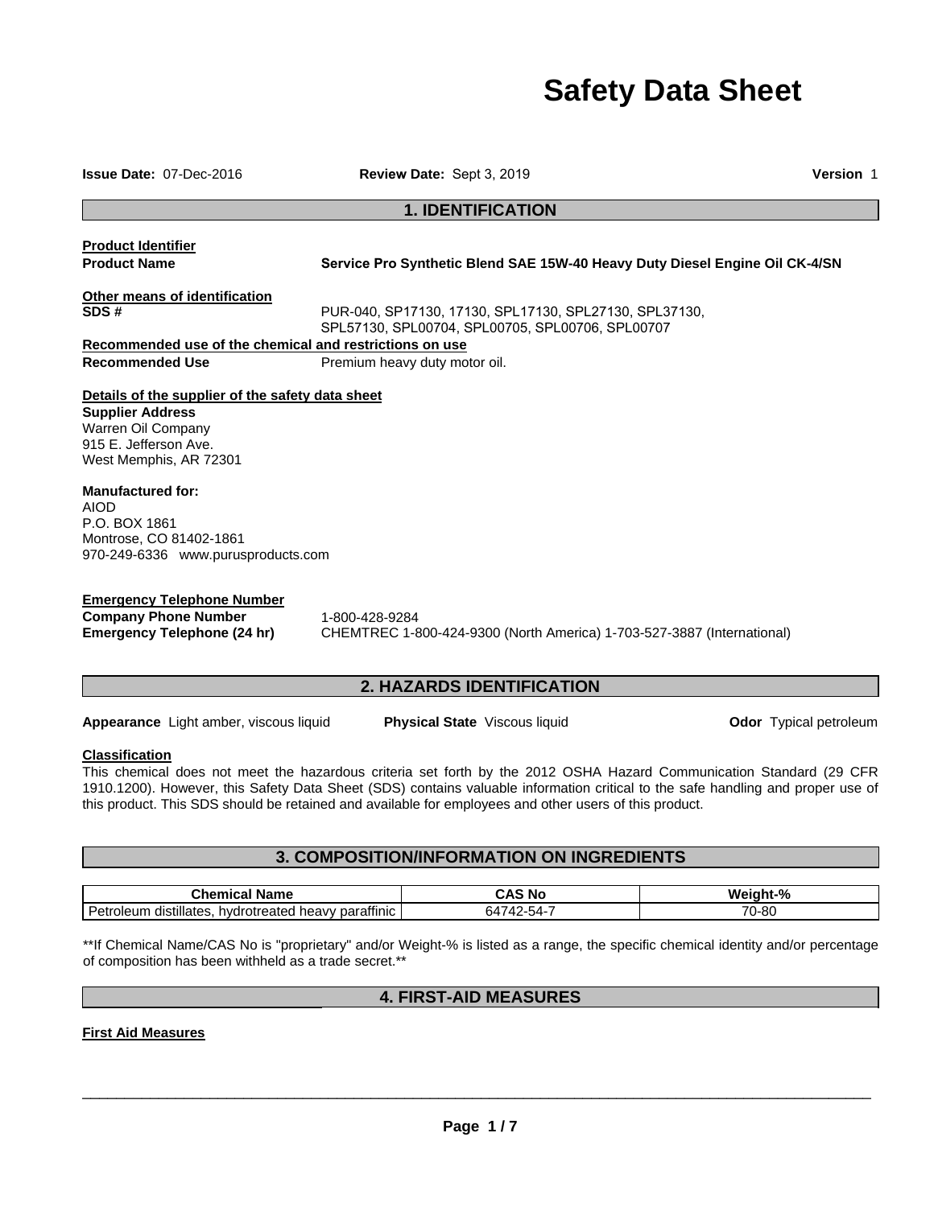# Safety Data Sheet

**Issue Date:** 07-Dec-2016 **Review Date:** Sept 3, 2019 **Version** 1

## 1. IDENTIFICATION

**Product Identifier**

**Product Name** **Service Pro Synthetic Blend SAE 15W-40 Heavy Duty Diesel Engine Oil CK-4/SN**

**Other means of identification**

**SDS #** PUR-040, SP17130, 17130, SPL17130, SPL27130, SPL37130, SPL57130, SPL00704, SPL00705, SPL00706, SPL00707

**Recommended use of the chemical and restrictions on use**

**Recommended Use** Premium heavy duty motor oil.

**Details of the supplier of the safety data sheet**

**Supplier Address**
Warren Oil Company
915 E. Jefferson Ave.
West Memphis, AR 72301

**Manufactured for:**
AIOD
P.O. BOX 1861
Montrose, CO 81402-1861
970-249-6336 www.purusproducts.com

**Emergency Telephone Number**

**Company Phone Number** 1-800-428-9284
**Emergency Telephone (24 hr)** CHEMTREC 1-800-424-9300 (North America) 1-703-527-3887 (International)

## 2. HAZARDS IDENTIFICATION

**Appearance** Light amber, viscous liquid **Physical State** Viscous liquid **Odor** Typical petroleum

**Classification**

This chemical does not meet the hazardous criteria set forth by the 2012 OSHA Hazard Communication Standard (29 CFR 1910.1200). However, this Safety Data Sheet (SDS) contains valuable information critical to the safe handling and proper use of this product. This SDS should be retained and available for employees and other users of this product.

## 3. COMPOSITION/INFORMATION ON INGREDIENTS

| Chemical Name | CAS No | Weight-% |
|---|---|---|
| Petroleum distillates, hydrotreated heavy paraffinic | 64742-54-7 | 70-80 |

**If Chemical Name/CAS No is "proprietary" and/or Weight-% is listed as a range, the specific chemical identity and/or percentage of composition has been withheld as a trade secret.**

## 4. FIRST-AID MEASURES

**First Aid Measures**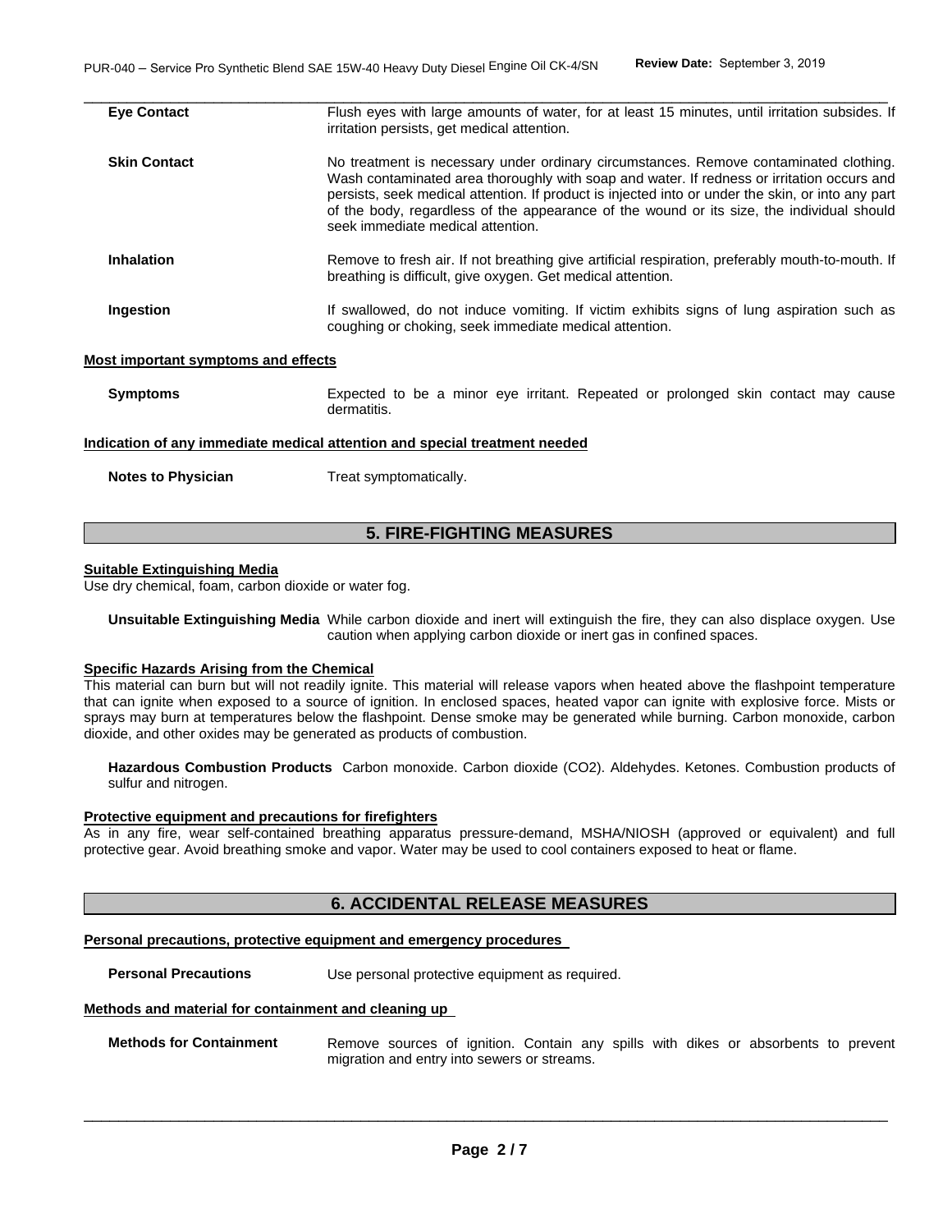**Eye Contact** Flush eyes with large amounts of water, for at least 15 minutes, until irritation subsides. If irritation persists, get medical attention.

**Skin Contact** No treatment is necessary under ordinary circumstances. Remove contaminated clothing. Wash contaminated area thoroughly with soap and water. If redness or irritation occurs and persists, seek medical attention. If product is injected into or under the skin, or into any part of the body, regardless of the appearance of the wound or its size, the individual should seek immediate medical attention.

**Inhalation** Remove to fresh air. If not breathing give artificial respiration, preferably mouth-to-mouth. If breathing is difficult, give oxygen. Get medical attention.

**Ingestion** If swallowed, do not induce vomiting. If victim exhibits signs of lung aspiration such as coughing or choking, seek immediate medical attention.

**Most important symptoms and effects**

**Symptoms** Expected to be a minor eye irritant. Repeated or prolonged skin contact may cause dermatitis.

**Indication of any immediate medical attention and special treatment needed**

**Notes to Physician** Treat symptomatically.

## 5. FIRE-FIGHTING MEASURES

**Suitable Extinguishing Media**

Use dry chemical, foam, carbon dioxide or water fog.

**Unsuitable Extinguishing Media** While carbon dioxide and inert will extinguish the fire, they can also displace oxygen. Use caution when applying carbon dioxide or inert gas in confined spaces.

**Specific Hazards Arising from the Chemical**

This material can burn but will not readily ignite. This material will release vapors when heated above the flashpoint temperature that can ignite when exposed to a source of ignition. In enclosed spaces, heated vapor can ignite with explosive force. Mists or sprays may burn at temperatures below the flashpoint. Dense smoke may be generated while burning. Carbon monoxide, carbon dioxide, and other oxides may be generated as products of combustion.

**Hazardous Combustion Products** Carbon monoxide. Carbon dioxide ($CO_2$). Aldehydes. Ketones. Combustion products of sulfur and nitrogen.

**Protective equipment and precautions for firefighters**

As in any fire, wear self-contained breathing apparatus pressure-demand, MSHA/NIOSH (approved or equivalent) and full protective gear. Avoid breathing smoke and vapor. Water may be used to cool containers exposed to heat or flame.

## 6. ACCIDENTAL RELEASE MEASURES

**Personal precautions, protective equipment and emergency procedures**

**Personal Precautions** Use personal protective equipment as required.

**Methods and material for containment and cleaning up**

**Methods for Containment** Remove sources of ignition. Contain any spills with dikes or absorbents to prevent migration and entry into sewers or streams.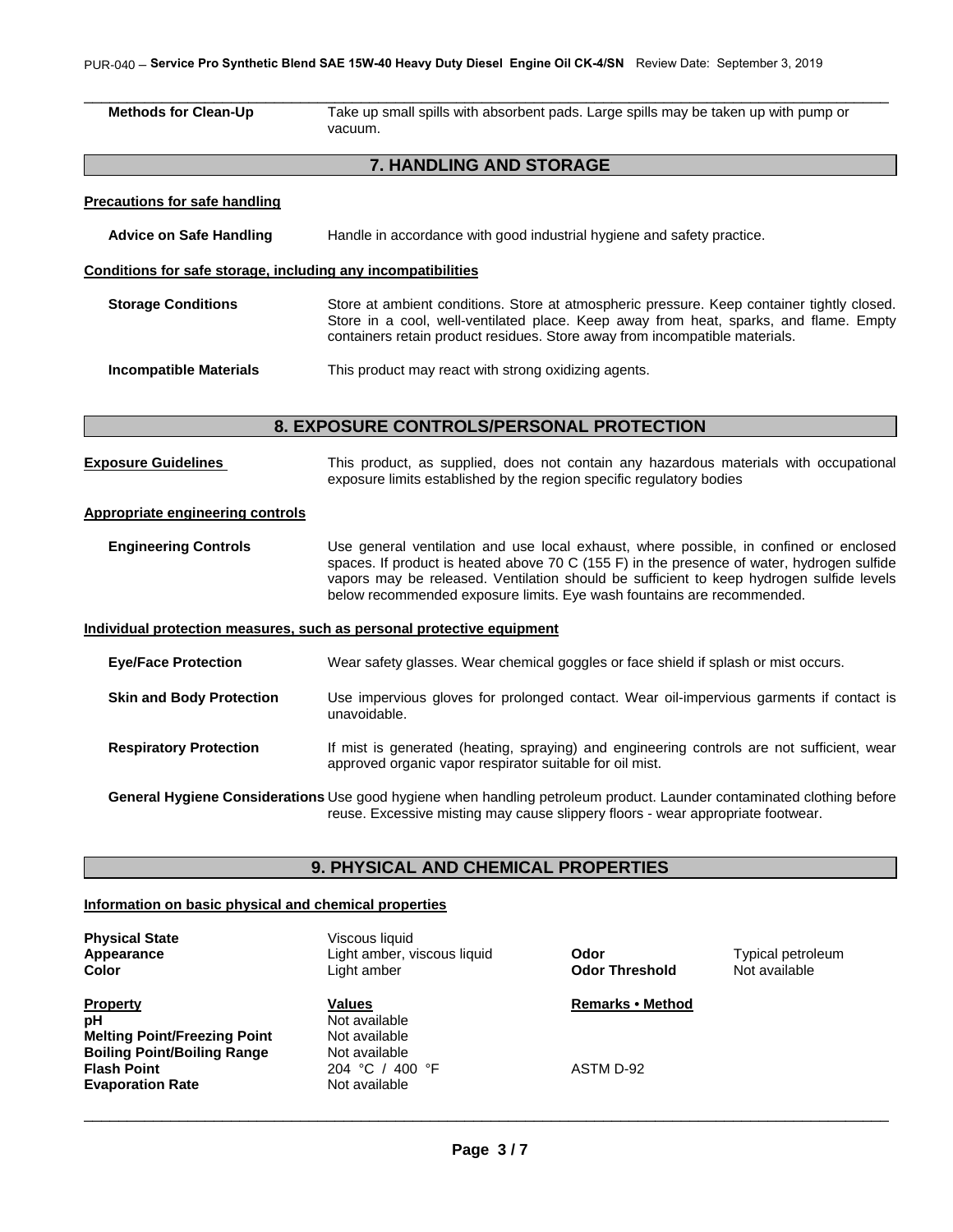| | |
|---|---|
| **Methods for Clean-Up** | Take up small spills with absorbent pads. Large spills may be taken up with pump or vacuum. |

## 7. HANDLING AND STORAGE

**Precautions for safe handling**

| | |
|---|---|
| **Advice on Safe Handling** | Handle in accordance with good industrial hygiene and safety practice. |

**Conditions for safe storage, including any incompatibilities**

| | |
|---|---|
| **Storage Conditions** | Store at ambient conditions. Store at atmospheric pressure. Keep container tightly closed. Store in a cool, well-ventilated place. Keep away from heat, sparks, and flame. Empty containers retain product residues. Store away from incompatible materials. |
| **Incompatible Materials** | This product may react with strong oxidizing agents. |

## 8. EXPOSURE CONTROLS/PERSONAL PROTECTION

| | |
|---|---|
| **Exposure Guidelines** | This product, as supplied, does not contain any hazardous materials with occupational exposure limits established by the region specific regulatory bodies |

**Appropriate engineering controls**

| | |
|---|---|
| **Engineering Controls** | Use general ventilation and use local exhaust, where possible, in confined or enclosed spaces. If product is heated above 70 C (155 F) in the presence of water, hydrogen sulfide vapors may be released. Ventilation should be sufficient to keep hydrogen sulfide levels below recommended exposure limits. Eye wash fountains are recommended. |

**Individual protection measures, such as personal protective equipment**

| | |
|---|---|
| **Eye/Face Protection** | Wear safety glasses. Wear chemical goggles or face shield if splash or mist occurs. |
| **Skin and Body Protection** | Use impervious gloves for prolonged contact. Wear oil-impervious garments if contact is unavoidable. |
| **Respiratory Protection** | If mist is generated (heating, spraying) and engineering controls are not sufficient, wear approved organic vapor respirator suitable for oil mist. |
| **General Hygiene Considerations** | Use good hygiene when handling petroleum product. Launder contaminated clothing before reuse. Excessive misting may cause slippery floors - wear appropriate footwear. |

## 9. PHYSICAL AND CHEMICAL PROPERTIES

**Information on basic physical and chemical properties**

| | | | |
|---|---|---|---|
| **Physical State** | Viscous liquid | | |
| **Appearance** | Light amber, viscous liquid | **Odor** | Typical petroleum |
| **Color** | Light amber | **Odor Threshold** | Not available |

| **Property** | **Values** | **Remarks • Method** |
|---|---|---|
| **pH** | Not available | |
| **Melting Point/Freezing Point** | Not available | |
| **Boiling Point/Boiling Range** | Not available | |
| **Flash Point** | 204 °C / 400 °F | ASTM D-92 |
| **Evaporation Rate** | Not available | |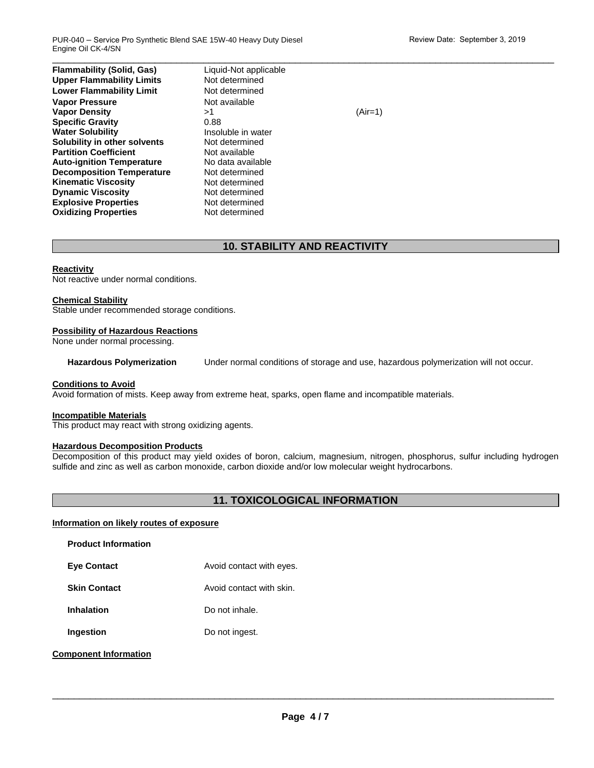| | | |
|---|---|---|
| **Flammability (Solid, Gas)** | Liquid-Not applicable | |
| **Upper Flammability Limits** | Not determined | |
| **Lower Flammability Limit** | Not determined | |
| **Vapor Pressure** | Not available | |
| **Vapor Density** | >1 | (Air=1) |
| **Specific Gravity** | 0.88 | |
| **Water Solubility** | Insoluble in water | |
| **Solubility in other solvents** | Not determined | |
| **Partition Coefficient** | Not available | |
| **Auto-ignition Temperature** | No data available | |
| **Decomposition Temperature** | Not determined | |
| **Kinematic Viscosity** | Not determined | |
| **Dynamic Viscosity** | Not determined | |
| **Explosive Properties** | Not determined | |
| **Oxidizing Properties** | Not determined | |

## 10. STABILITY AND REACTIVITY

**Reactivity**
Not reactive under normal conditions.

**Chemical Stability**
Stable under recommended storage conditions.

**Possibility of Hazardous Reactions**
None under normal processing.

**Hazardous Polymerization** Under normal conditions of storage and use, hazardous polymerization will not occur.

**Conditions to Avoid**
Avoid formation of mists. Keep away from extreme heat, sparks, open flame and incompatible materials.

**Incompatible Materials**
This product may react with strong oxidizing agents.

**Hazardous Decomposition Products**
Decomposition of this product may yield oxides of boron, calcium, magnesium, nitrogen, phosphorus, sulfur including hydrogen sulfide and zinc as well as carbon monoxide, carbon dioxide and/or low molecular weight hydrocarbons.

## 11. TOXICOLOGICAL INFORMATION

**Information on likely routes of exposure**

**Product Information**

**Eye Contact** Avoid contact with eyes.

**Skin Contact** Avoid contact with skin.

**Inhalation** Do not inhale.

**Ingestion** Do not ingest.

**Component Information**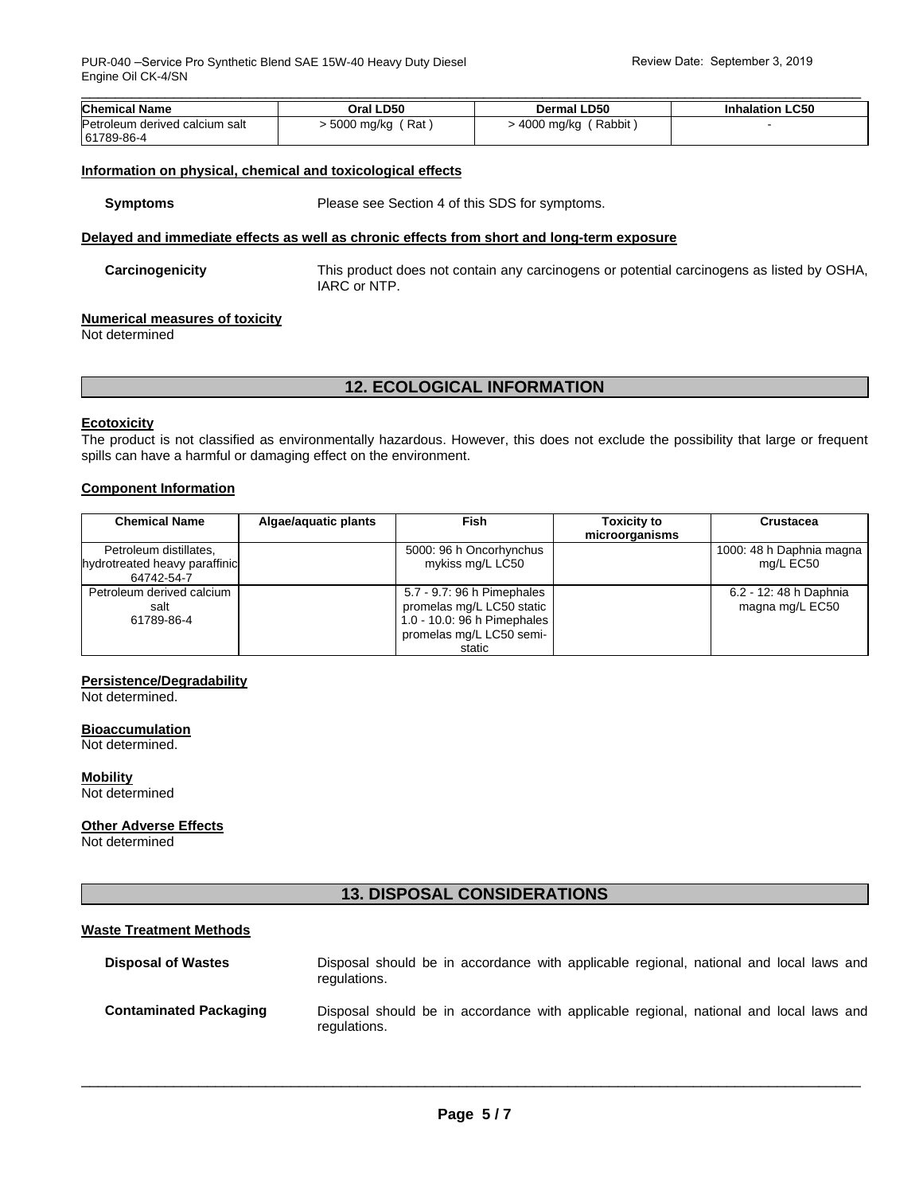| Chemical Name | Oral LD50 | Dermal LD50 | Inhalation LC50 |
|---|---|---|---|
| Petroleum derived calcium salt 61789-86-4 | > 5000 mg/kg ( Rat ) | > 4000 mg/kg ( Rabbit ) | - |

**Information on physical, chemical and toxicological effects**

**Symptoms** Please see Section 4 of this SDS for symptoms.

**Delayed and immediate effects as well as chronic effects from short and long-term exposure**

**Carcinogenicity** This product does not contain any carcinogens or potential carcinogens as listed by OSHA, IARC or NTP.

**Numerical measures of toxicity**

Not determined

## 12. ECOLOGICAL INFORMATION

**Ecotoxicity**

The product is not classified as environmentally hazardous. However, this does not exclude the possibility that large or frequent spills can have a harmful or damaging effect on the environment.

**Component Information**

| Chemical Name | Algae/aquatic plants | Fish | Toxicity to microorganisms | Crustacea |
|---|---|---|---|---|
| Petroleum distillates, hydrotreated heavy paraffinic 64742-54-7 | | 5000: 96 h Oncorhynchus mykiss mg/L LC50 | | 1000: 48 h Daphnia magna mg/L EC50 |
| Petroleum derived calcium salt 61789-86-4 | | 5.7 - 9.7: 96 h Pimephales promelas mg/L LC50 static 1.0 - 10.0: 96 h Pimephales promelas mg/L LC50 semi-static | | 6.2 - 12: 48 h Daphnia magna mg/L EC50 |

**Persistence/Degradability**

Not determined.

**Bioaccumulation**

Not determined.

**Mobility**

Not determined

**Other Adverse Effects**

Not determined

## 13. DISPOSAL CONSIDERATIONS

**Waste Treatment Methods**

**Disposal of Wastes** Disposal should be in accordance with applicable regional, national and local laws and regulations.

**Contaminated Packaging** Disposal should be in accordance with applicable regional, national and local laws and regulations.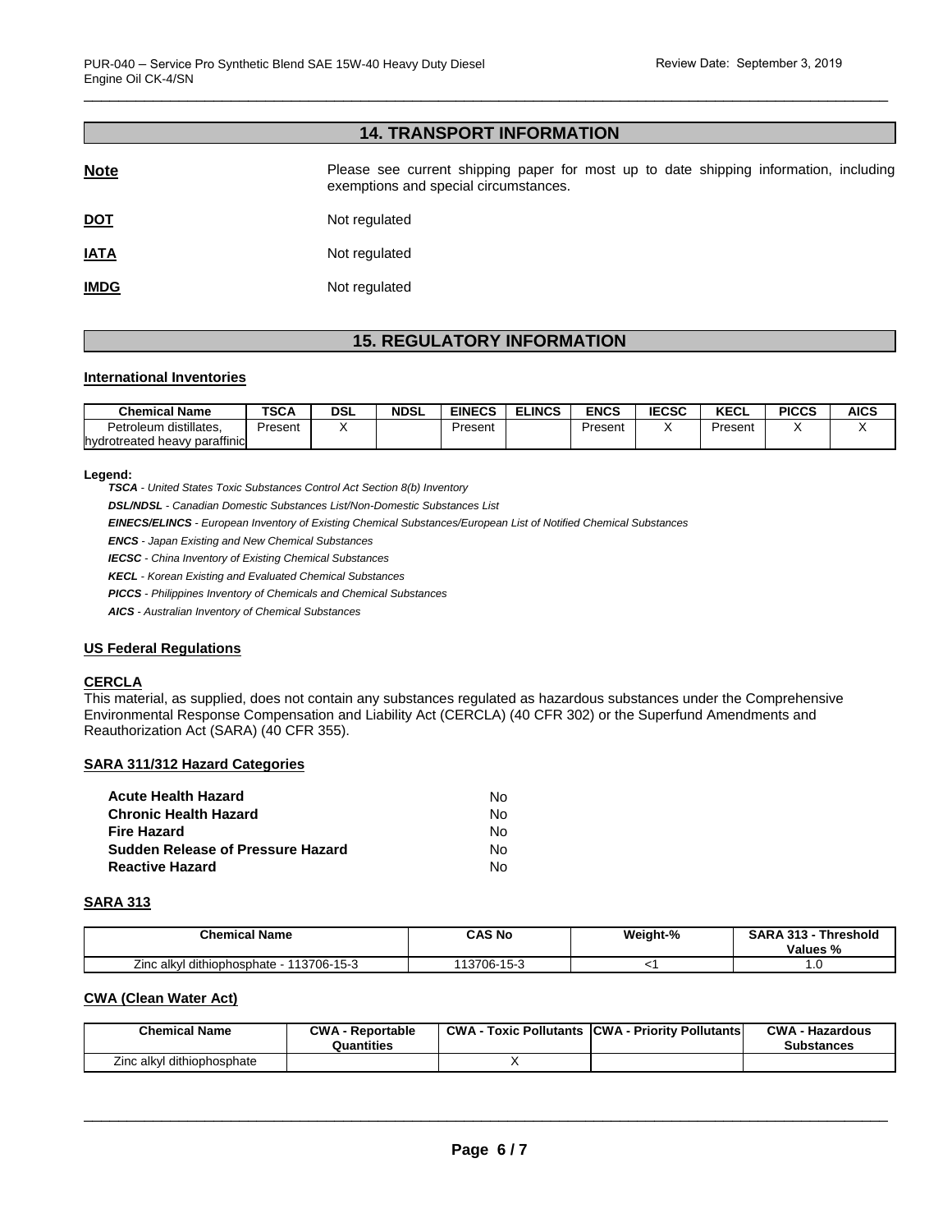## 14. TRANSPORT INFORMATION

**Note** Please see current shipping paper for most up to date shipping information, including exemptions and special circumstances.

**DOT** Not regulated

**IATA** Not regulated

**IMDG** Not regulated

## 15. REGULATORY INFORMATION

### International Inventories

| Chemical Name | TSCA | DSL | NDSL | EINECS | ELINCS | ENCS | IECSC | KECL | PICCS | AICS |
|---|---|---|---|---|---|---|---|---|---|---|
| Petroleum distillates, hydrotreated heavy paraffinic | Present | X | | Present | | Present | X | Present | X | X |

**Legend:**

***TSCA*** *- United States Toxic Substances Control Act Section 8(b) Inventory*

***DSL/NDSL*** *- Canadian Domestic Substances List/Non-Domestic Substances List*

***EINECS/ELINCS*** *- European Inventory of Existing Chemical Substances/European List of Notified Chemical Substances*

***ENCS*** *- Japan Existing and New Chemical Substances*

***IECSC*** *- China Inventory of Existing Chemical Substances*

***KECL*** *- Korean Existing and Evaluated Chemical Substances*

***PICCS*** *- Philippines Inventory of Chemicals and Chemical Substances*

***AICS*** *- Australian Inventory of Chemical Substances*

### US Federal Regulations

**CERCLA**

This material, as supplied, does not contain any substances regulated as hazardous substances under the Comprehensive Environmental Response Compensation and Liability Act (CERCLA) (40 CFR 302) or the Superfund Amendments and Reauthorization Act (SARA) (40 CFR 355).

**SARA 311/312 Hazard Categories**

| | |
|---|---|
| **Acute Health Hazard** | No |
| **Chronic Health Hazard** | No |
| **Fire Hazard** | No |
| **Sudden Release of Pressure Hazard** | No |
| **Reactive Hazard** | No |

**SARA 313**

| Chemical Name | CAS No | Weight-% | SARA 313 - Threshold Values % |
|---|---|---|---|
| Zinc alkyl dithiophosphate - 113706-15-3 | 113706-15-3 | <1 | 1.0 |

**CWA (Clean Water Act)**

| Chemical Name | CWA - Reportable Quantities | CWA - Toxic Pollutants | CWA - Priority Pollutants | CWA - Hazardous Substances |
|---|---|---|---|---|
| Zinc alkyl dithiophosphate | | X | | |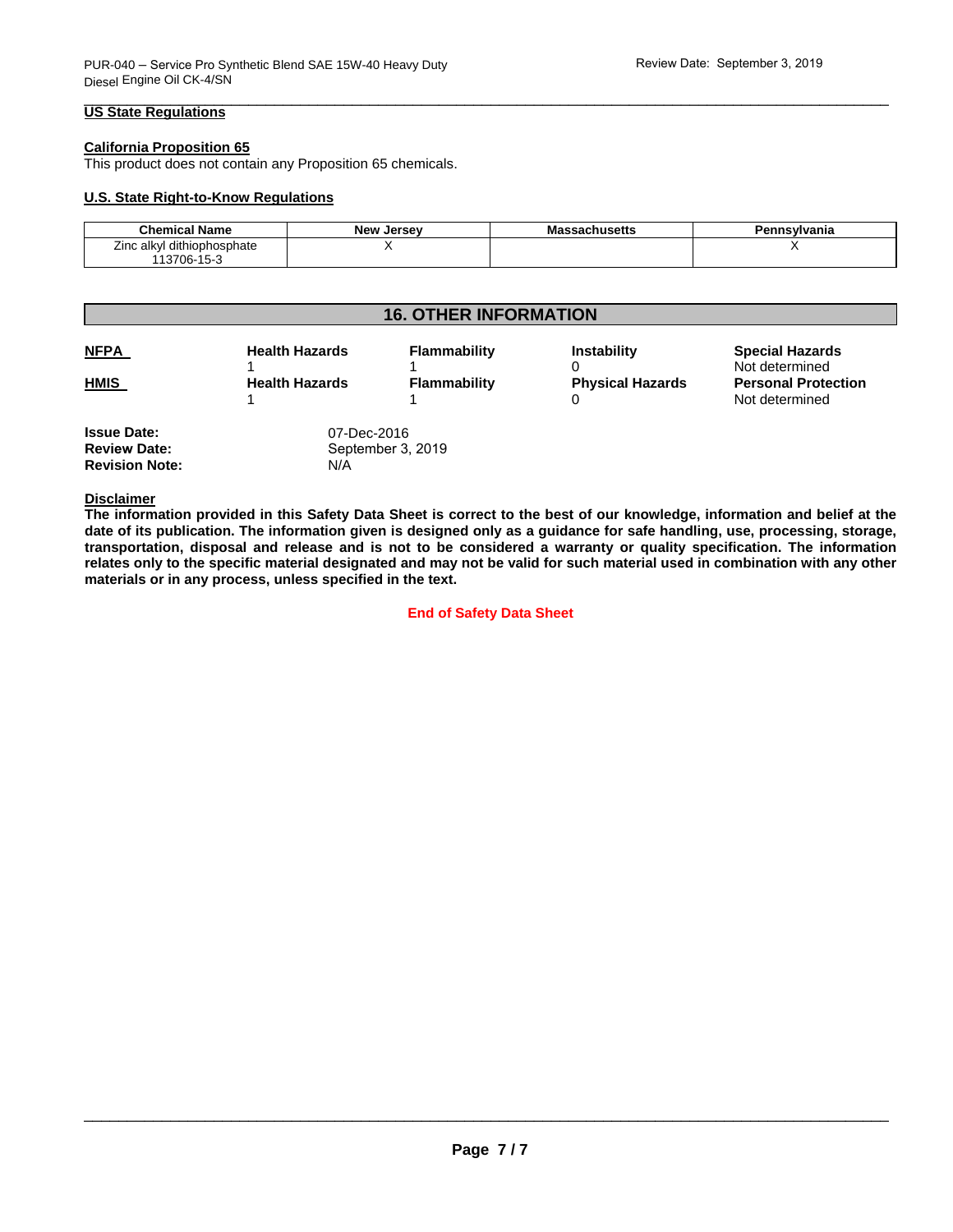### US State Regulations

#### California Proposition 65

This product does not contain any Proposition 65 chemicals.

#### U.S. State Right-to-Know Regulations

| Chemical Name | New Jersey | Massachusetts | Pennsylvania |
|---|---|---|---|
| Zinc alkyl dithiophosphate 113706-15-3 | X | | X |

## 16. OTHER INFORMATION

| | | | | |
|---|---|---|---|---|
| **NFPA** | **Health Hazards** 1 | **Flammability** 1 | **Instability** 0 | **Special Hazards** Not determined |
| **HMIS** | **Health Hazards** 1 | **Flammability** 1 | **Physical Hazards** 0 | **Personal Protection** Not determined |

**Issue Date:** 07-Dec-2016
**Review Date:** September 3, 2019
**Revision Note:** N/A

#### Disclaimer

**The information provided in this Safety Data Sheet is correct to the best of our knowledge, information and belief at the date of its publication. The information given is designed only as a guidance for safe handling, use, processing, storage, transportation, disposal and release and is not to be considered a warranty or quality specification. The information relates only to the specific material designated and may not be valid for such material used in combination with any other materials or in any process, unless specified in the text.**

**End of Safety Data Sheet**